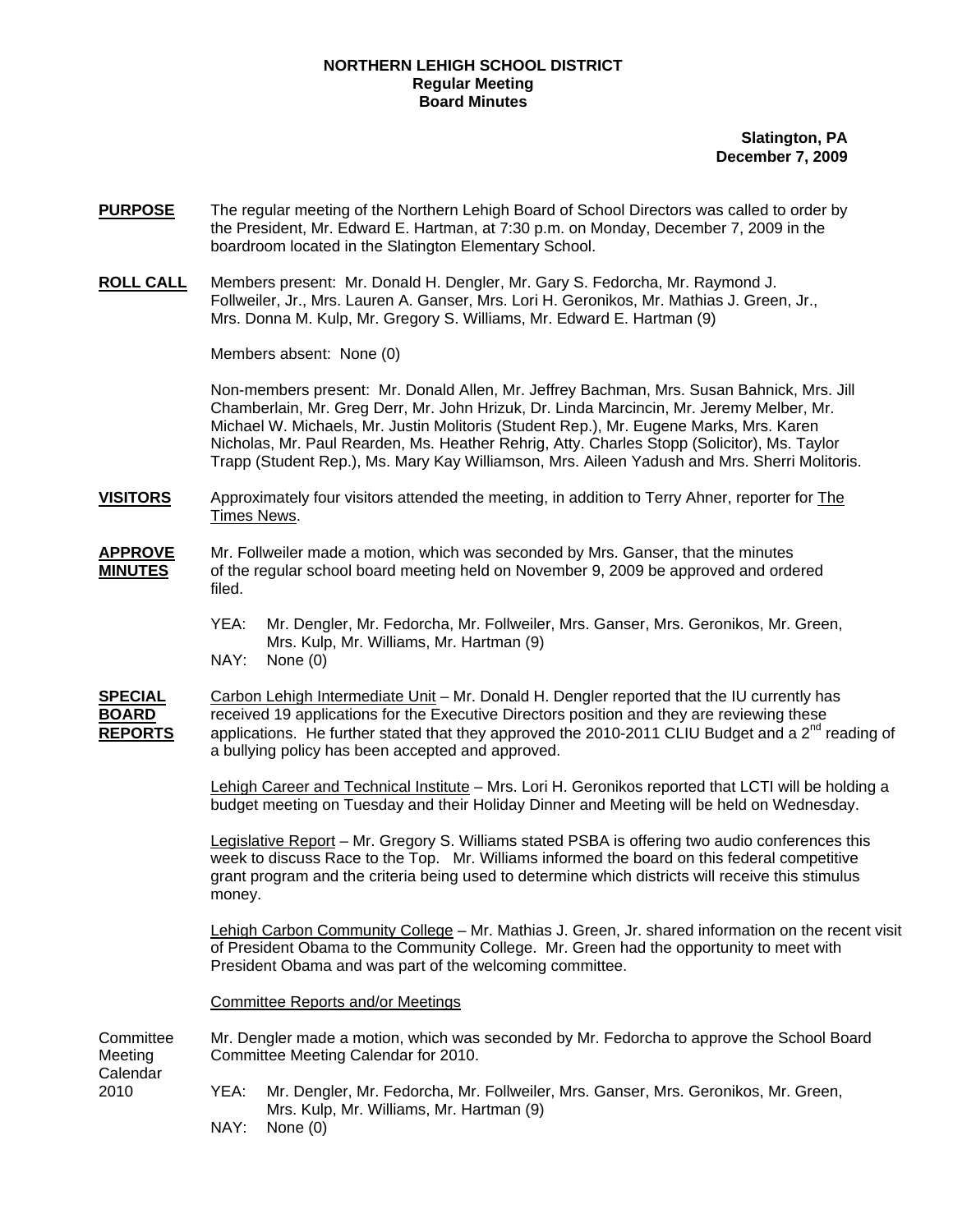**NORTHERN LEHIGH SCHOOL DISTRICT**
**Regular Meeting**
**Board Minutes**

**Slatington, PA**
**December 7, 2009**

**PURPOSE** The regular meeting of the Northern Lehigh Board of School Directors was called to order by the President, Mr. Edward E. Hartman, at 7:30 p.m. on Monday, December 7, 2009 in the boardroom located in the Slatington Elementary School.

**ROLL CALL** Members present: Mr. Donald H. Dengler, Mr. Gary S. Fedorcha, Mr. Raymond J. Follweiler, Jr., Mrs. Lauren A. Ganser, Mrs. Lori H. Geronikos, Mr. Mathias J. Green, Jr., Mrs. Donna M. Kulp, Mr. Gregory S. Williams, Mr. Edward E. Hartman (9)

Members absent: None (0)

Non-members present: Mr. Donald Allen, Mr. Jeffrey Bachman, Mrs. Susan Bahnick, Mrs. Jill Chamberlain, Mr. Greg Derr, Mr. John Hrizuk, Dr. Linda Marcincin, Mr. Jeremy Melber, Mr. Michael W. Michaels, Mr. Justin Molitoris (Student Rep.), Mr. Eugene Marks, Mrs. Karen Nicholas, Mr. Paul Rearden, Ms. Heather Rehrig, Atty. Charles Stopp (Solicitor), Ms. Taylor Trapp (Student Rep.), Ms. Mary Kay Williamson, Mrs. Aileen Yadush and Mrs. Sherri Molitoris.

**VISITORS** Approximately four visitors attended the meeting, in addition to Terry Ahner, reporter for The Times News.

**APPROVE MINUTES** Mr. Follweiler made a motion, which was seconded by Mrs. Ganser, that the minutes of the regular school board meeting held on November 9, 2009 be approved and ordered filed.

YEA: Mr. Dengler, Mr. Fedorcha, Mr. Follweiler, Mrs. Ganser, Mrs. Geronikos, Mr. Green, Mrs. Kulp, Mr. Williams, Mr. Hartman (9)
NAY: None (0)

**SPECIAL BOARD REPORTS** Carbon Lehigh Intermediate Unit – Mr. Donald H. Dengler reported that the IU currently has received 19 applications for the Executive Directors position and they are reviewing these applications. He further stated that they approved the 2010-2011 CLIU Budget and a 2nd reading of a bullying policy has been accepted and approved.

Lehigh Career and Technical Institute – Mrs. Lori H. Geronikos reported that LCTI will be holding a budget meeting on Tuesday and their Holiday Dinner and Meeting will be held on Wednesday.

Legislative Report – Mr. Gregory S. Williams stated PSBA is offering two audio conferences this week to discuss Race to the Top. Mr. Williams informed the board on this federal competitive grant program and the criteria being used to determine which districts will receive this stimulus money.

Lehigh Carbon Community College – Mr. Mathias J. Green, Jr. shared information on the recent visit of President Obama to the Community College. Mr. Green had the opportunity to meet with President Obama and was part of the welcoming committee.

Committee Reports and/or Meetings

Committee Meeting Calendar 2010 — Mr. Dengler made a motion, which was seconded by Mr. Fedorcha to approve the School Board Committee Meeting Calendar for 2010.

YEA: Mr. Dengler, Mr. Fedorcha, Mr. Follweiler, Mrs. Ganser, Mrs. Geronikos, Mr. Green, Mrs. Kulp, Mr. Williams, Mr. Hartman (9)
NAY: None (0)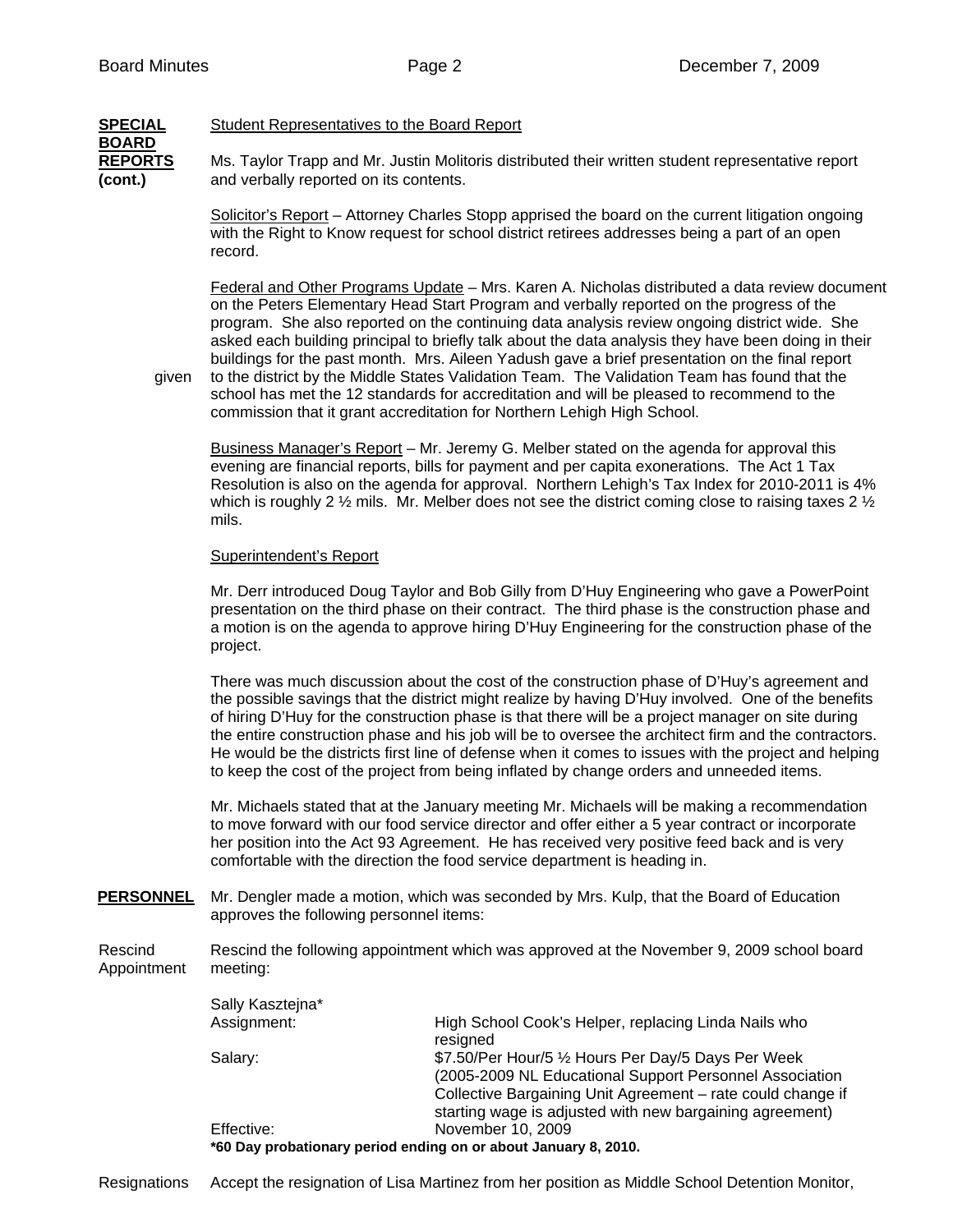**SPECIAL BOARD REPORTS (cont.)**

Student Representatives to the Board Report

Ms. Taylor Trapp and Mr. Justin Molitoris distributed their written student representative report and verbally reported on its contents.

Solicitor's Report – Attorney Charles Stopp apprised the board on the current litigation ongoing with the Right to Know request for school district retirees addresses being a part of an open record.

Federal and Other Programs Update – Mrs. Karen A. Nicholas distributed a data review document on the Peters Elementary Head Start Program and verbally reported on the progress of the program. She also reported on the continuing data analysis review ongoing district wide. She asked each building principal to briefly talk about the data analysis they have been doing in their buildings for the past month. Mrs. Aileen Yadush gave a brief presentation on the final report given to the district by the Middle States Validation Team. The Validation Team has found that the school has met the 12 standards for accreditation and will be pleased to recommend to the commission that it grant accreditation for Northern Lehigh High School.

Business Manager's Report – Mr. Jeremy G. Melber stated on the agenda for approval this evening are financial reports, bills for payment and per capita exonerations. The Act 1 Tax Resolution is also on the agenda for approval. Northern Lehigh's Tax Index for 2010-2011 is 4% which is roughly 2 ½ mils. Mr. Melber does not see the district coming close to raising taxes 2 ½ mils.

Superintendent's Report

Mr. Derr introduced Doug Taylor and Bob Gilly from D'Huy Engineering who gave a PowerPoint presentation on the third phase on their contract. The third phase is the construction phase and a motion is on the agenda to approve hiring D'Huy Engineering for the construction phase of the project.

There was much discussion about the cost of the construction phase of D'Huy's agreement and the possible savings that the district might realize by having D'Huy involved. One of the benefits of hiring D'Huy for the construction phase is that there will be a project manager on site during the entire construction phase and his job will be to oversee the architect firm and the contractors. He would be the districts first line of defense when it comes to issues with the project and helping to keep the cost of the project from being inflated by change orders and unneeded items.

Mr. Michaels stated that at the January meeting Mr. Michaels will be making a recommendation to move forward with our food service director and offer either a 5 year contract or incorporate her position into the Act 93 Agreement. He has received very positive feed back and is very comfortable with the direction the food service department is heading in.

**PERSONNEL**

Mr. Dengler made a motion, which was seconded by Mrs. Kulp, that the Board of Education approves the following personnel items:

Rescind Appointment

Rescind the following appointment which was approved at the November 9, 2009 school board meeting:

Sally Kasztejna*

| | |
|---|---|
| Assignment: | High School Cook's Helper, replacing Linda Nails who resigned |
| Salary: | $7.50/Per Hour/5 ½ Hours Per Day/5 Days Per Week (2005-2009 NL Educational Support Personnel Association Collective Bargaining Unit Agreement – rate could change if starting wage is adjusted with new bargaining agreement) |
| Effective: | November 10, 2009 |

**\*60 Day probationary period ending on or about January 8, 2010.**

Resignations

Accept the resignation of Lisa Martinez from her position as Middle School Detention Monitor,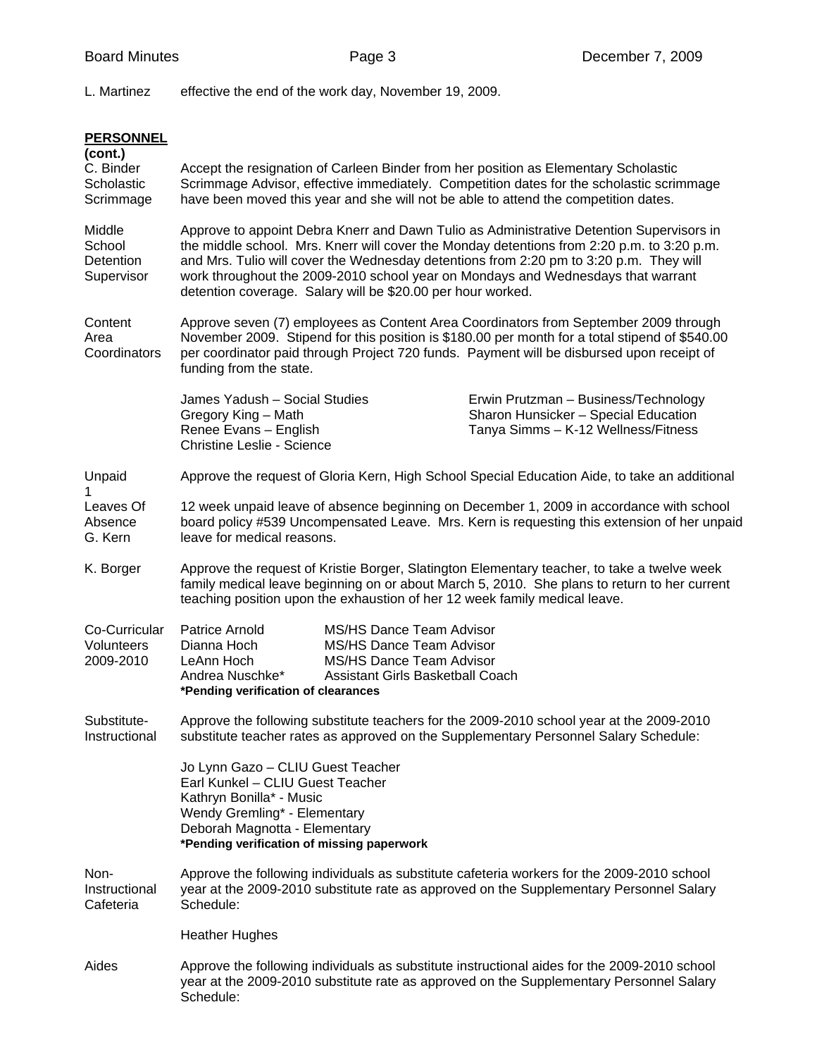L. Martinez effective the end of the work day, November 19, 2009.

**PERSONNEL (cont.)**

**C. Binder Scholastic Scrimmage**

Accept the resignation of Carleen Binder from her position as Elementary Scholastic Scrimmage Advisor, effective immediately. Competition dates for the scholastic scrimmage have been moved this year and she will not be able to attend the competition dates.

**Middle School Detention Supervisor**

Approve to appoint Debra Knerr and Dawn Tulio as Administrative Detention Supervisors in the middle school. Mrs. Knerr will cover the Monday detentions from 2:20 p.m. to 3:20 p.m. and Mrs. Tulio will cover the Wednesday detentions from 2:20 pm to 3:20 p.m. They will work throughout the 2009-2010 school year on Mondays and Wednesdays that warrant detention coverage. Salary will be $20.00 per hour worked.

**Content Area Coordinators**

Approve seven (7) employees as Content Area Coordinators from September 2009 through November 2009. Stipend for this position is $180.00 per month for a total stipend of $540.00 per coordinator paid through Project 720 funds. Payment will be disbursed upon receipt of funding from the state.

| | |
|---|---|
| James Yadush – Social Studies | Erwin Prutzman – Business/Technology |
| Gregory King – Math | Sharon Hunsicker – Special Education |
| Renee Evans – English | Tanya Simms – K-12 Wellness/Fitness |
| Christine Leslie - Science | |

**Unpaid Leaves Of Absence G. Kern**

Approve the request of Gloria Kern, High School Special Education Aide, to take an additional 12 week unpaid leave of absence beginning on December 1, 2009 in accordance with school board policy #539 Uncompensated Leave. Mrs. Kern is requesting this extension of her unpaid leave for medical reasons.

**K. Borger**

Approve the request of Kristie Borger, Slatington Elementary teacher, to take a twelve week family medical leave beginning on or about March 5, 2010. She plans to return to her current teaching position upon the exhaustion of her 12 week family medical leave.

**Co-Curricular Volunteers 2009-2010**

| | |
|---|---|
| Patrice Arnold | MS/HS Dance Team Advisor |
| Dianna Hoch | MS/HS Dance Team Advisor |
| LeAnn Hoch | MS/HS Dance Team Advisor |
| Andrea Nuschke* | Assistant Girls Basketball Coach |

**\*Pending verification of clearances**

**Substitute-Instructional**

Approve the following substitute teachers for the 2009-2010 school year at the 2009-2010 substitute teacher rates as approved on the Supplementary Personnel Salary Schedule:

Jo Lynn Gazo – CLIU Guest Teacher
Earl Kunkel – CLIU Guest Teacher
Kathryn Bonilla* - Music
Wendy Gremling* - Elementary
Deborah Magnotta - Elementary
**\*Pending verification of missing paperwork**

**Non-Instructional Cafeteria**

Approve the following individuals as substitute cafeteria workers for the 2009-2010 school year at the 2009-2010 substitute rate as approved on the Supplementary Personnel Salary Schedule:

Heather Hughes

**Aides**

Approve the following individuals as substitute instructional aides for the 2009-2010 school year at the 2009-2010 substitute rate as approved on the Supplementary Personnel Salary Schedule: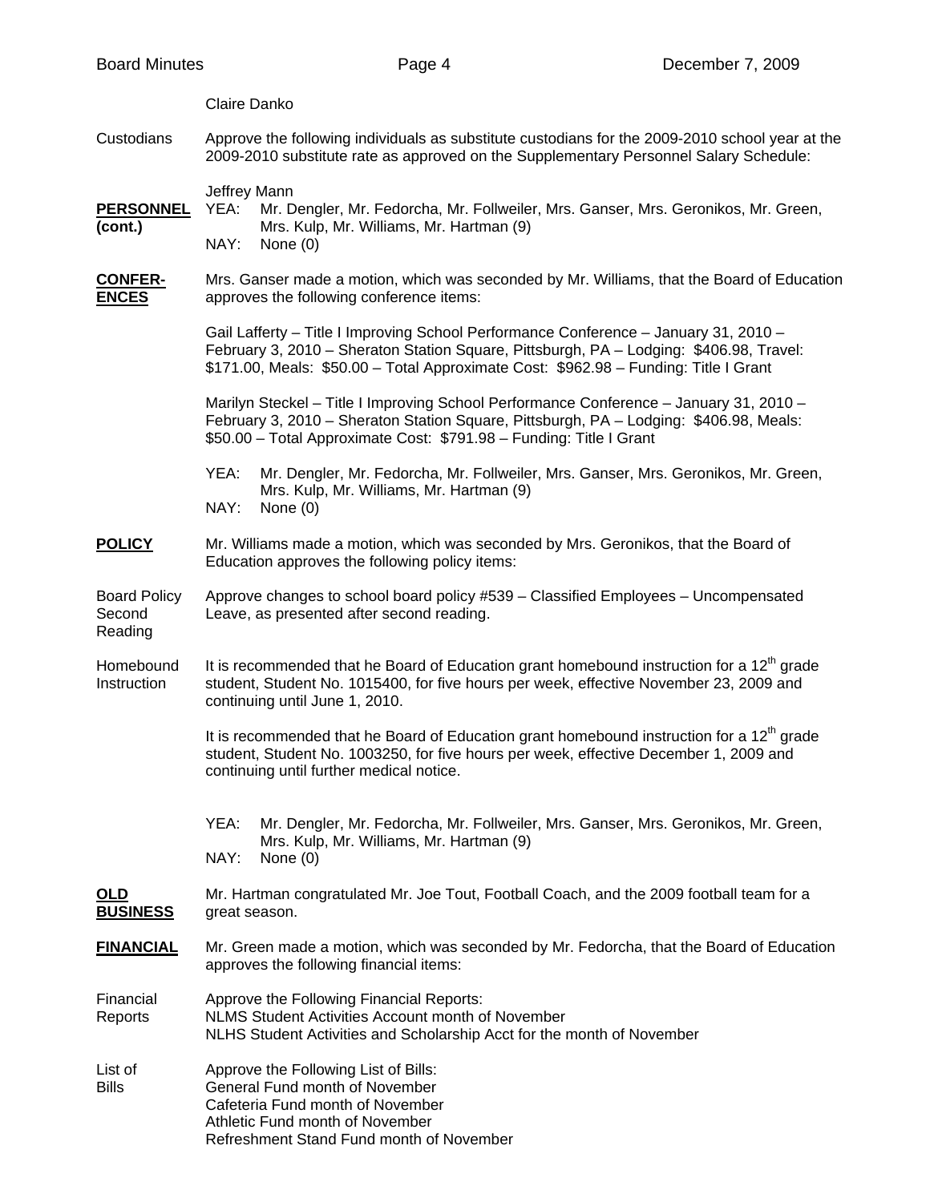Claire Danko

Custodians — Approve the following individuals as substitute custodians for the 2009-2010 school year at the 2009-2010 substitute rate as approved on the Supplementary Personnel Salary Schedule:

Jeffrey Mann

**PERSONNEL (cont.)**

YEA: Mr. Dengler, Mr. Fedorcha, Mr. Follweiler, Mrs. Ganser, Mrs. Geronikos, Mr. Green, Mrs. Kulp, Mr. Williams, Mr. Hartman (9)
NAY: None (0)

**CONFERENCES**

Mrs. Ganser made a motion, which was seconded by Mr. Williams, that the Board of Education approves the following conference items:

Gail Lafferty – Title I Improving School Performance Conference – January 31, 2010 – February 3, 2010 – Sheraton Station Square, Pittsburgh, PA – Lodging: $406.98, Travel: $171.00, Meals: $50.00 – Total Approximate Cost: $962.98 – Funding: Title I Grant

Marilyn Steckel – Title I Improving School Performance Conference – January 31, 2010 – February 3, 2010 – Sheraton Station Square, Pittsburgh, PA – Lodging: $406.98, Meals: $50.00 – Total Approximate Cost: $791.98 – Funding: Title I Grant

YEA: Mr. Dengler, Mr. Fedorcha, Mr. Follweiler, Mrs. Ganser, Mrs. Geronikos, Mr. Green, Mrs. Kulp, Mr. Williams, Mr. Hartman (9)
NAY: None (0)

**POLICY**

Mr. Williams made a motion, which was seconded by Mrs. Geronikos, that the Board of Education approves the following policy items:

Board Policy Second Reading — Approve changes to school board policy #539 – Classified Employees – Uncompensated Leave, as presented after second reading.

Homebound Instruction — It is recommended that he Board of Education grant homebound instruction for a 12th grade student, Student No. 1015400, for five hours per week, effective November 23, 2009 and continuing until June 1, 2010.

It is recommended that he Board of Education grant homebound instruction for a 12th grade student, Student No. 1003250, for five hours per week, effective December 1, 2009 and continuing until further medical notice.

YEA: Mr. Dengler, Mr. Fedorcha, Mr. Follweiler, Mrs. Ganser, Mrs. Geronikos, Mr. Green, Mrs. Kulp, Mr. Williams, Mr. Hartman (9)
NAY: None (0)

**OLD BUSINESS**

Mr. Hartman congratulated Mr. Joe Tout, Football Coach, and the 2009 football team for a great season.

**FINANCIAL**

Mr. Green made a motion, which was seconded by Mr. Fedorcha, that the Board of Education approves the following financial items:

Financial Reports — Approve the Following Financial Reports:
NLMS Student Activities Account month of November
NLHS Student Activities and Scholarship Acct for the month of November

List of Bills — Approve the Following List of Bills:
General Fund month of November
Cafeteria Fund month of November
Athletic Fund month of November
Refreshment Stand Fund month of November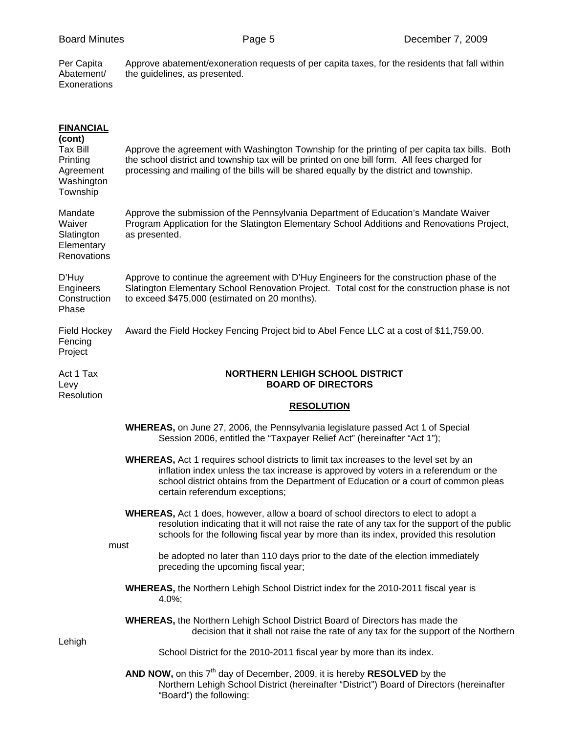Per Capita Abatement/ Exonerations — Approve abatement/exoneration requests of per capita taxes, for the residents that fall within the guidelines, as presented.

**FINANCIAL (cont)**

Tax Bill Printing Agreement Washington Township — Approve the agreement with Washington Township for the printing of per capita tax bills. Both the school district and township tax will be printed on one bill form. All fees charged for processing and mailing of the bills will be shared equally by the district and township.

Mandate Waiver Slatington Elementary Renovations — Approve the submission of the Pennsylvania Department of Education's Mandate Waiver Program Application for the Slatington Elementary School Additions and Renovations Project, as presented.

D'Huy Engineers Construction Phase — Approve to continue the agreement with D'Huy Engineers for the construction phase of the Slatington Elementary School Renovation Project. Total cost for the construction phase is not to exceed $475,000 (estimated on 20 months).

Field Hockey Fencing Project — Award the Field Hockey Fencing Project bid to Abel Fence LLC at a cost of $11,759.00.

Act 1 Tax Levy Resolution

**NORTHERN LEHIGH SCHOOL DISTRICT**
**BOARD OF DIRECTORS**

**RESOLUTION**

**WHEREAS,** on June 27, 2006, the Pennsylvania legislature passed Act 1 of Special Session 2006, entitled the "Taxpayer Relief Act" (hereinafter "Act 1");

**WHEREAS,** Act 1 requires school districts to limit tax increases to the level set by an inflation index unless the tax increase is approved by voters in a referendum or the school district obtains from the Department of Education or a court of common pleas certain referendum exceptions;

**WHEREAS,** Act 1 does, however, allow a board of school directors to elect to adopt a resolution indicating that it will not raise the rate of any tax for the support of the public schools for the following fiscal year by more than its index, provided this resolution must be adopted no later than 110 days prior to the date of the election immediately preceding the upcoming fiscal year;

**WHEREAS,** the Northern Lehigh School District index for the 2010-2011 fiscal year is 4.0%;

**WHEREAS,** the Northern Lehigh School District Board of Directors has made the decision that it shall not raise the rate of any tax for the support of the Northern Lehigh School District for the 2010-2011 fiscal year by more than its index.

**AND NOW,** on this 7th day of December, 2009, it is hereby **RESOLVED** by the Northern Lehigh School District (hereinafter "District") Board of Directors (hereinafter "Board") the following: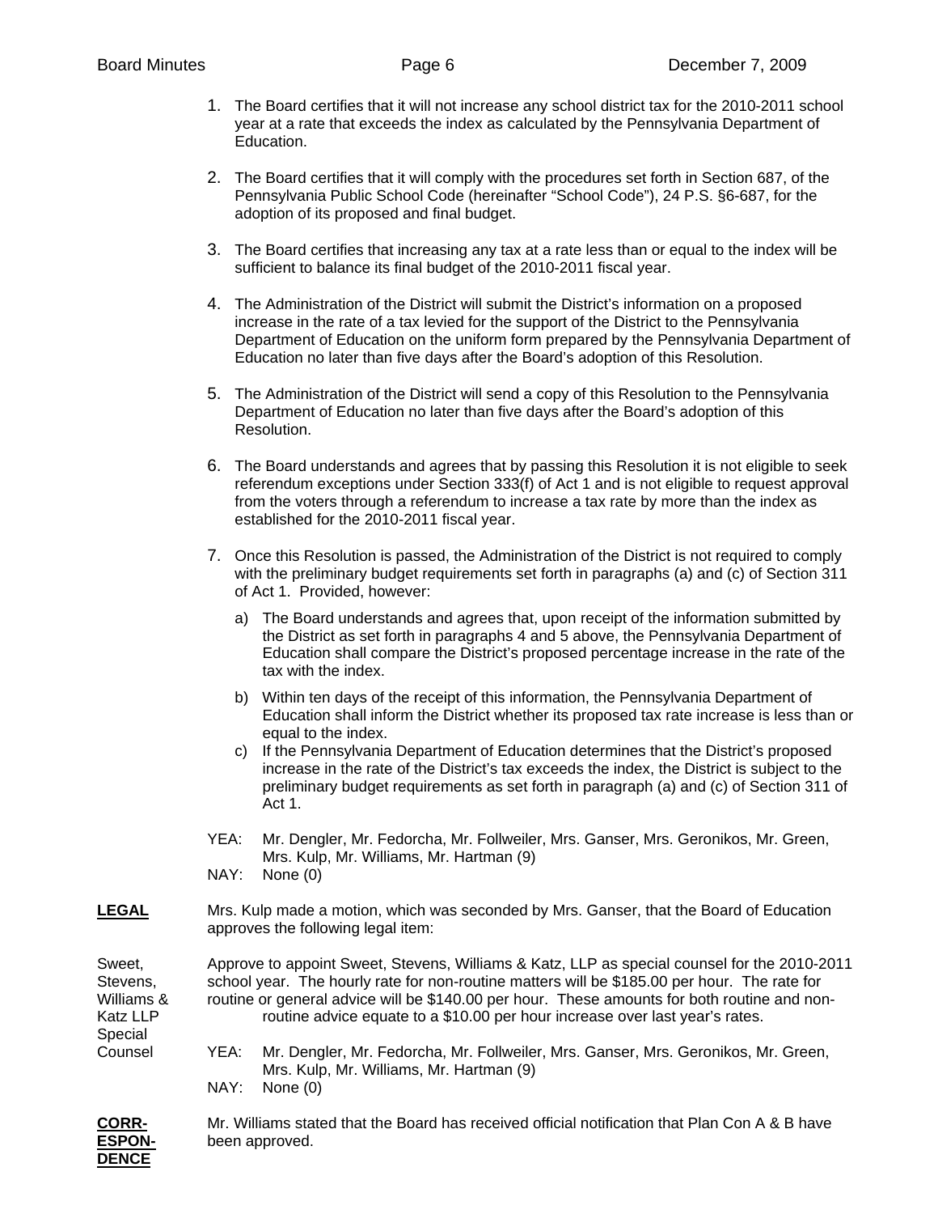1. The Board certifies that it will not increase any school district tax for the 2010-2011 school year at a rate that exceeds the index as calculated by the Pennsylvania Department of Education.

2. The Board certifies that it will comply with the procedures set forth in Section 687, of the Pennsylvania Public School Code (hereinafter "School Code"), 24 P.S. §6-687, for the adoption of its proposed and final budget.

3. The Board certifies that increasing any tax at a rate less than or equal to the index will be sufficient to balance its final budget of the 2010-2011 fiscal year.

4. The Administration of the District will submit the District's information on a proposed increase in the rate of a tax levied for the support of the District to the Pennsylvania Department of Education on the uniform form prepared by the Pennsylvania Department of Education no later than five days after the Board's adoption of this Resolution.

5. The Administration of the District will send a copy of this Resolution to the Pennsylvania Department of Education no later than five days after the Board's adoption of this Resolution.

6. The Board understands and agrees that by passing this Resolution it is not eligible to seek referendum exceptions under Section 333(f) of Act 1 and is not eligible to request approval from the voters through a referendum to increase a tax rate by more than the index as established for the 2010-2011 fiscal year.

7. Once this Resolution is passed, the Administration of the District is not required to comply with the preliminary budget requirements set forth in paragraphs (a) and (c) of Section 311 of Act 1. Provided, however:

   a) The Board understands and agrees that, upon receipt of the information submitted by the District as set forth in paragraphs 4 and 5 above, the Pennsylvania Department of Education shall compare the District's proposed percentage increase in the rate of the tax with the index.

   b) Within ten days of the receipt of this information, the Pennsylvania Department of Education shall inform the District whether its proposed tax rate increase is less than or equal to the index.

   c) If the Pennsylvania Department of Education determines that the District's proposed increase in the rate of the District's tax exceeds the index, the District is subject to the preliminary budget requirements as set forth in paragraph (a) and (c) of Section 311 of Act 1.

YEA: Mr. Dengler, Mr. Fedorcha, Mr. Follweiler, Mrs. Ganser, Mrs. Geronikos, Mr. Green, Mrs. Kulp, Mr. Williams, Mr. Hartman (9)
NAY: None (0)

**LEGAL**

Mrs. Kulp made a motion, which was seconded by Mrs. Ganser, that the Board of Education approves the following legal item:

Sweet, Stevens, Williams & Katz LLP Special Counsel

Approve to appoint Sweet, Stevens, Williams & Katz, LLP as special counsel for the 2010-2011 school year. The hourly rate for non-routine matters will be $185.00 per hour. The rate for routine or general advice will be $140.00 per hour. These amounts for both routine and non-routine advice equate to a $10.00 per hour increase over last year's rates.

YEA: Mr. Dengler, Mr. Fedorcha, Mr. Follweiler, Mrs. Ganser, Mrs. Geronikos, Mr. Green, Mrs. Kulp, Mr. Williams, Mr. Hartman (9)
NAY: None (0)

**CORR-ESPON-DENCE**

Mr. Williams stated that the Board has received official notification that Plan Con A & B have been approved.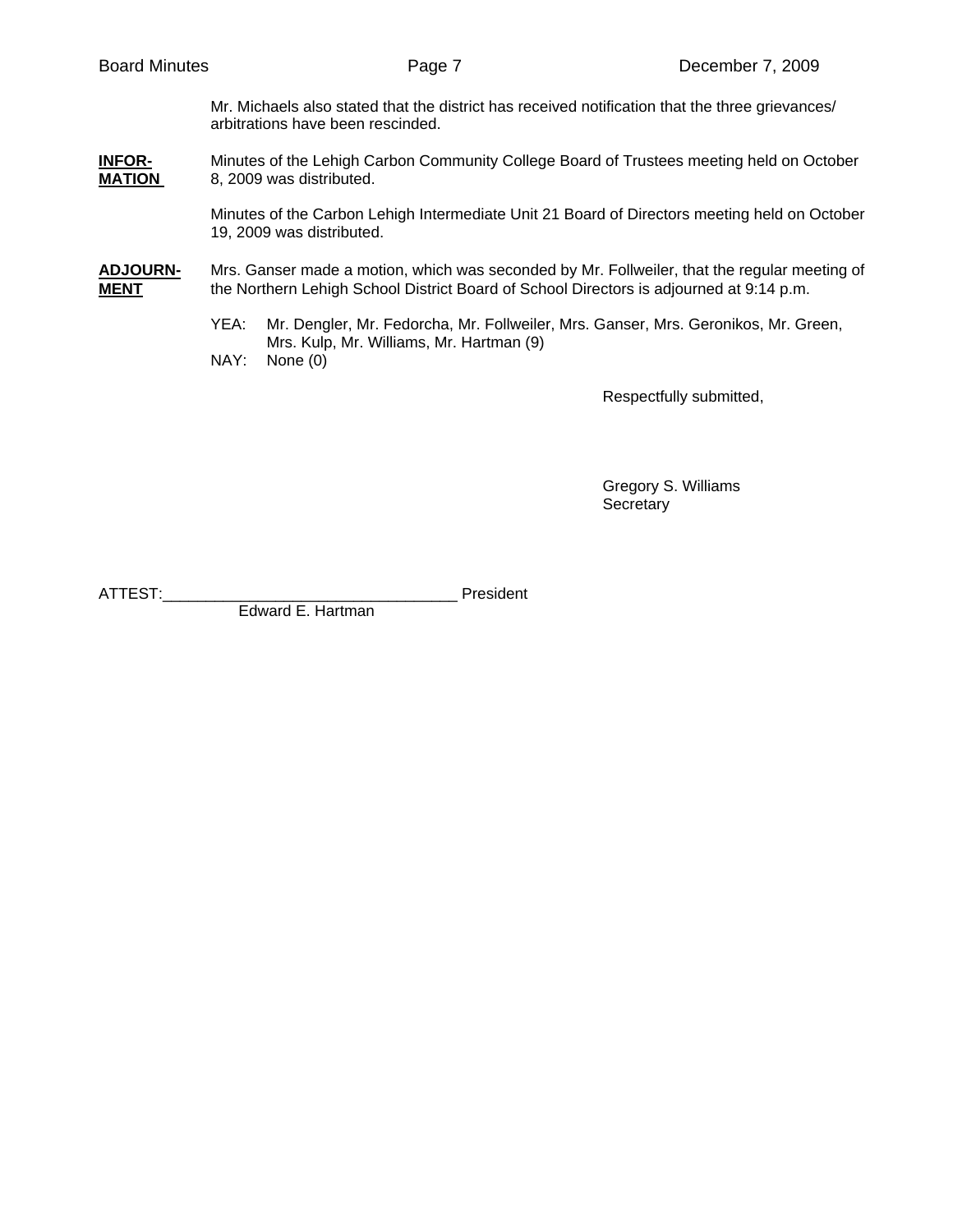Mr. Michaels also stated that the district has received notification that the three grievances/ arbitrations have been rescinded.

**INFOR-MATION**

Minutes of the Lehigh Carbon Community College Board of Trustees meeting held on October 8, 2009 was distributed.

Minutes of the Carbon Lehigh Intermediate Unit 21 Board of Directors meeting held on October 19, 2009 was distributed.

**ADJOURN-MENT**

Mrs. Ganser made a motion, which was seconded by Mr. Follweiler, that the regular meeting of the Northern Lehigh School District Board of School Directors is adjourned at 9:14 p.m.

YEA: Mr. Dengler, Mr. Fedorcha, Mr. Follweiler, Mrs. Ganser, Mrs. Geronikos, Mr. Green, Mrs. Kulp, Mr. Williams, Mr. Hartman (9)
NAY: None (0)

Respectfully submitted,

Gregory S. Williams
Secretary

ATTEST:_________________________________ President
Edward E. Hartman